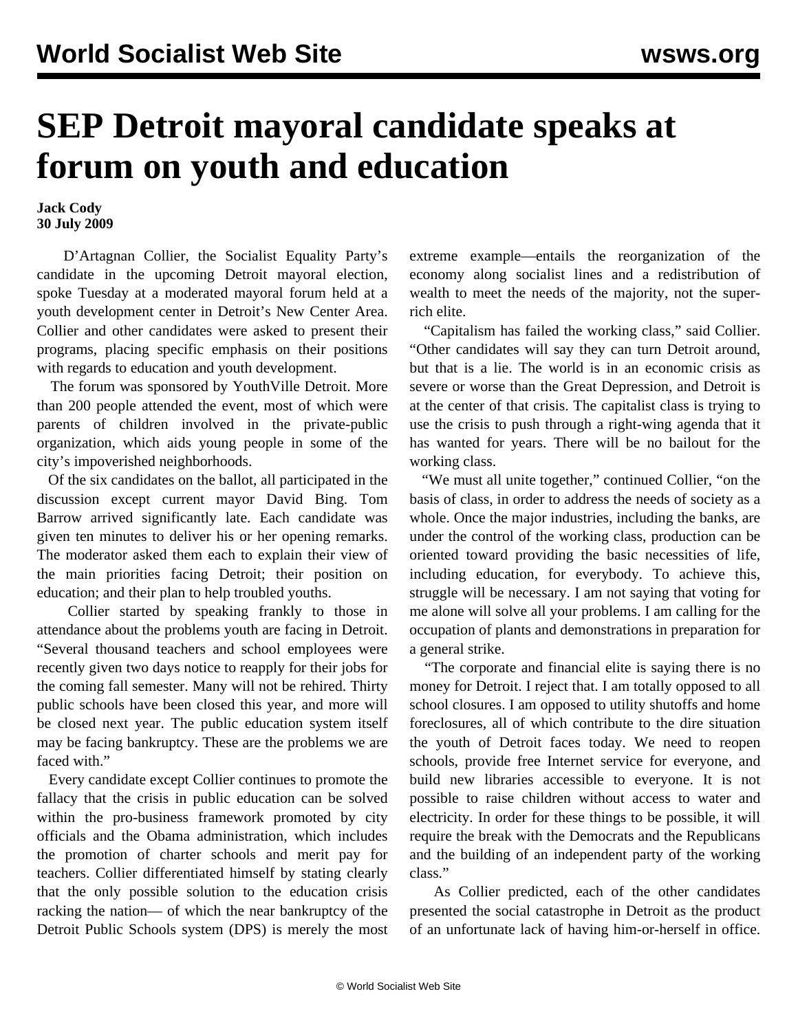# SEP Detroit mayoral candidate speaks at forum on youth and education

**Jack Cody**
**30 July 2009**

D'Artagnan Collier, the Socialist Equality Party's candidate in the upcoming Detroit mayoral election, spoke Tuesday at a moderated mayoral forum held at a youth development center in Detroit's New Center Area. Collier and other candidates were asked to present their programs, placing specific emphasis on their positions with regards to education and youth development.

The forum was sponsored by YouthVille Detroit. More than 200 people attended the event, most of which were parents of children involved in the private-public organization, which aids young people in some of the city's impoverished neighborhoods.

Of the six candidates on the ballot, all participated in the discussion except current mayor David Bing. Tom Barrow arrived significantly late. Each candidate was given ten minutes to deliver his or her opening remarks. The moderator asked them each to explain their view of the main priorities facing Detroit; their position on education; and their plan to help troubled youths.

Collier started by speaking frankly to those in attendance about the problems youth are facing in Detroit. "Several thousand teachers and school employees were recently given two days notice to reapply for their jobs for the coming fall semester. Many will not be rehired. Thirty public schools have been closed this year, and more will be closed next year. The public education system itself may be facing bankruptcy. These are the problems we are faced with."

Every candidate except Collier continues to promote the fallacy that the crisis in public education can be solved within the pro-business framework promoted by city officials and the Obama administration, which includes the promotion of charter schools and merit pay for teachers. Collier differentiated himself by stating clearly that the only possible solution to the education crisis racking the nation— of which the near bankruptcy of the Detroit Public Schools system (DPS) is merely the most extreme example—entails the reorganization of the economy along socialist lines and a redistribution of wealth to meet the needs of the majority, not the super-rich elite.

"Capitalism has failed the working class," said Collier. "Other candidates will say they can turn Detroit around, but that is a lie. The world is in an economic crisis as severe or worse than the Great Depression, and Detroit is at the center of that crisis. The capitalist class is trying to use the crisis to push through a right-wing agenda that it has wanted for years. There will be no bailout for the working class.

"We must all unite together," continued Collier, "on the basis of class, in order to address the needs of society as a whole. Once the major industries, including the banks, are under the control of the working class, production can be oriented toward providing the basic necessities of life, including education, for everybody. To achieve this, struggle will be necessary. I am not saying that voting for me alone will solve all your problems. I am calling for the occupation of plants and demonstrations in preparation for a general strike.

"The corporate and financial elite is saying there is no money for Detroit. I reject that. I am totally opposed to all school closures. I am opposed to utility shutoffs and home foreclosures, all of which contribute to the dire situation the youth of Detroit faces today. We need to reopen schools, provide free Internet service for everyone, and build new libraries accessible to everyone. It is not possible to raise children without access to water and electricity. In order for these things to be possible, it will require the break with the Democrats and the Republicans and the building of an independent party of the working class."

As Collier predicted, each of the other candidates presented the social catastrophe in Detroit as the product of an unfortunate lack of having him-or-herself in office.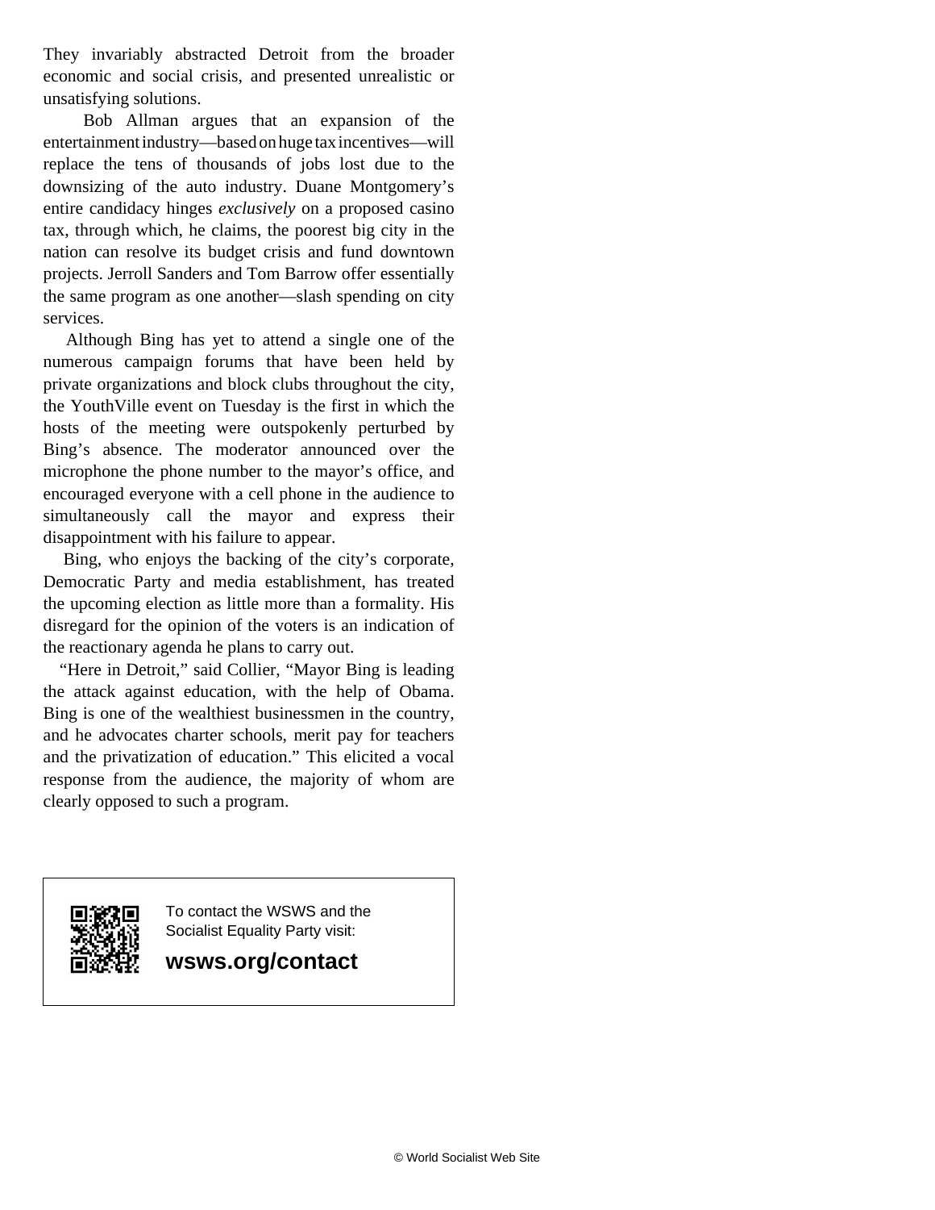They invariably abstracted Detroit from the broader economic and social crisis, and presented unrealistic or unsatisfying solutions.

Bob Allman argues that an expansion of the entertainment industry—based on huge tax incentives—will replace the tens of thousands of jobs lost due to the downsizing of the auto industry. Duane Montgomery's entire candidacy hinges *exclusively* on a proposed casino tax, through which, he claims, the poorest big city in the nation can resolve its budget crisis and fund downtown projects. Jerroll Sanders and Tom Barrow offer essentially the same program as one another—slash spending on city services.

Although Bing has yet to attend a single one of the numerous campaign forums that have been held by private organizations and block clubs throughout the city, the YouthVille event on Tuesday is the first in which the hosts of the meeting were outspokenly perturbed by Bing's absence. The moderator announced over the microphone the phone number to the mayor's office, and encouraged everyone with a cell phone in the audience to simultaneously call the mayor and express their disappointment with his failure to appear.

Bing, who enjoys the backing of the city's corporate, Democratic Party and media establishment, has treated the upcoming election as little more than a formality. His disregard for the opinion of the voters is an indication of the reactionary agenda he plans to carry out.

"Here in Detroit," said Collier, "Mayor Bing is leading the attack against education, with the help of Obama. Bing is one of the wealthiest businessmen in the country, and he advocates charter schools, merit pay for teachers and the privatization of education." This elicited a vocal response from the audience, the majority of whom are clearly opposed to such a program.

To contact the WSWS and the Socialist Equality Party visit:

**wsws.org/contact**